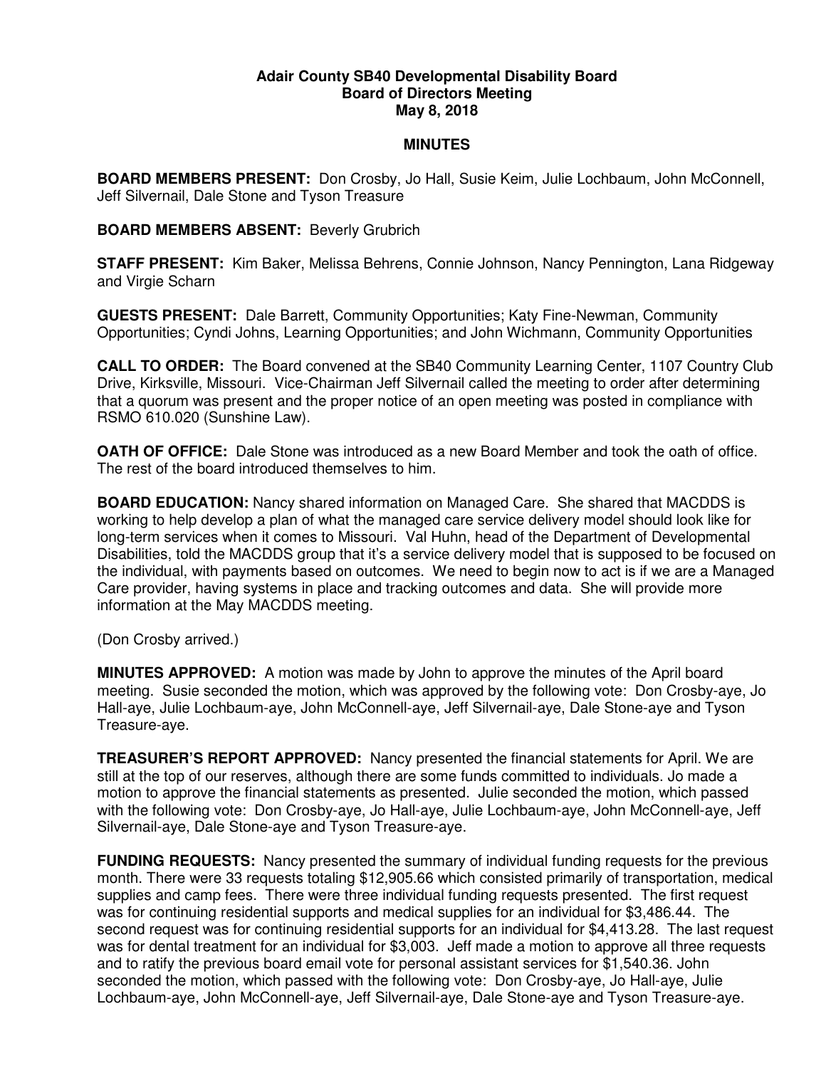**Adair County SB40 Developmental Disability Board**
**Board of Directors Meeting**
**May 8, 2018**

**MINUTES**

**BOARD MEMBERS PRESENT:** Don Crosby, Jo Hall, Susie Keim, Julie Lochbaum, John McConnell, Jeff Silvernail, Dale Stone and Tyson Treasure

**BOARD MEMBERS ABSENT:** Beverly Grubrich

**STAFF PRESENT:** Kim Baker, Melissa Behrens, Connie Johnson, Nancy Pennington, Lana Ridgeway and Virgie Scharn

**GUESTS PRESENT:** Dale Barrett, Community Opportunities; Katy Fine-Newman, Community Opportunities; Cyndi Johns, Learning Opportunities; and John Wichmann, Community Opportunities

**CALL TO ORDER:** The Board convened at the SB40 Community Learning Center, 1107 Country Club Drive, Kirksville, Missouri. Vice-Chairman Jeff Silvernail called the meeting to order after determining that a quorum was present and the proper notice of an open meeting was posted in compliance with RSMO 610.020 (Sunshine Law).

**OATH OF OFFICE:** Dale Stone was introduced as a new Board Member and took the oath of office. The rest of the board introduced themselves to him.

**BOARD EDUCATION:** Nancy shared information on Managed Care. She shared that MACDDS is working to help develop a plan of what the managed care service delivery model should look like for long-term services when it comes to Missouri. Val Huhn, head of the Department of Developmental Disabilities, told the MACDDS group that it's a service delivery model that is supposed to be focused on the individual, with payments based on outcomes. We need to begin now to act is if we are a Managed Care provider, having systems in place and tracking outcomes and data. She will provide more information at the May MACDDS meeting.

(Don Crosby arrived.)

**MINUTES APPROVED:** A motion was made by John to approve the minutes of the April board meeting. Susie seconded the motion, which was approved by the following vote: Don Crosby-aye, Jo Hall-aye, Julie Lochbaum-aye, John McConnell-aye, Jeff Silvernail-aye, Dale Stone-aye and Tyson Treasure-aye.

**TREASURER'S REPORT APPROVED:** Nancy presented the financial statements for April. We are still at the top of our reserves, although there are some funds committed to individuals. Jo made a motion to approve the financial statements as presented. Julie seconded the motion, which passed with the following vote: Don Crosby-aye, Jo Hall-aye, Julie Lochbaum-aye, John McConnell-aye, Jeff Silvernail-aye, Dale Stone-aye and Tyson Treasure-aye.

**FUNDING REQUESTS:** Nancy presented the summary of individual funding requests for the previous month. There were 33 requests totaling $12,905.66 which consisted primarily of transportation, medical supplies and camp fees. There were three individual funding requests presented. The first request was for continuing residential supports and medical supplies for an individual for $3,486.44. The second request was for continuing residential supports for an individual for $4,413.28. The last request was for dental treatment for an individual for $3,003. Jeff made a motion to approve all three requests and to ratify the previous board email vote for personal assistant services for $1,540.36. John seconded the motion, which passed with the following vote: Don Crosby-aye, Jo Hall-aye, Julie Lochbaum-aye, John McConnell-aye, Jeff Silvernail-aye, Dale Stone-aye and Tyson Treasure-aye.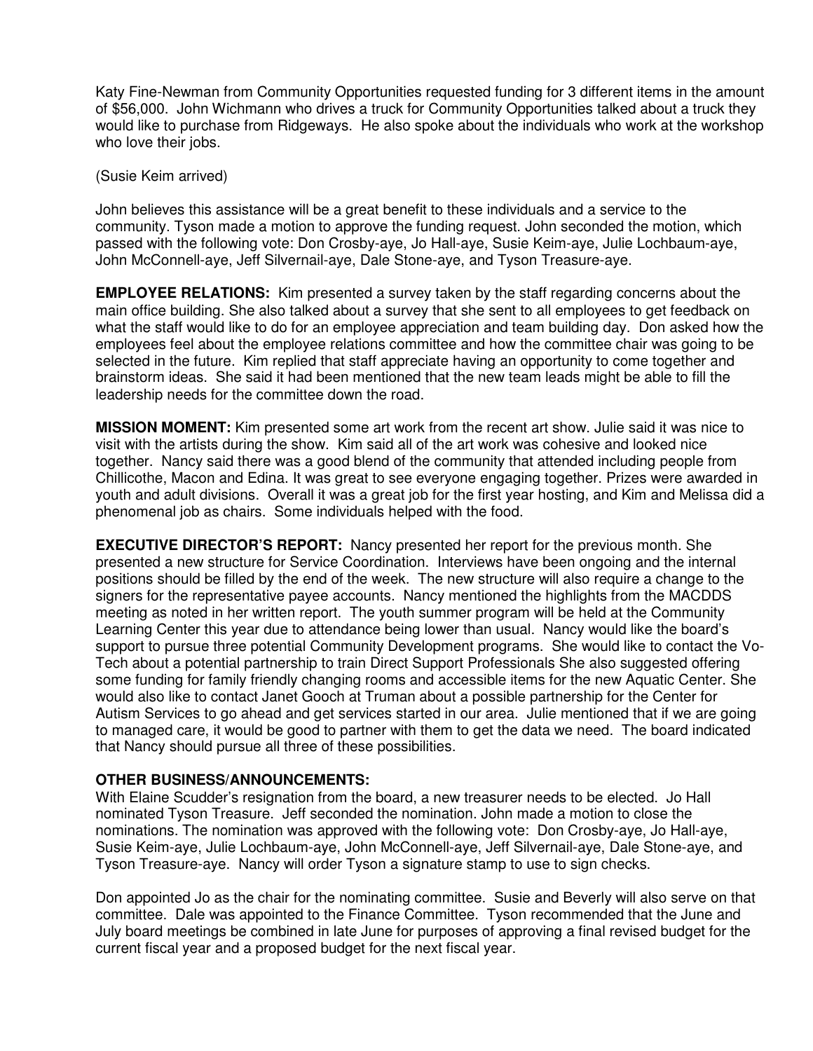Katy Fine-Newman from Community Opportunities requested funding for 3 different items in the amount of $56,000. John Wichmann who drives a truck for Community Opportunities talked about a truck they would like to purchase from Ridgeways. He also spoke about the individuals who work at the workshop who love their jobs.

(Susie Keim arrived)

John believes this assistance will be a great benefit to these individuals and a service to the community. Tyson made a motion to approve the funding request. John seconded the motion, which passed with the following vote: Don Crosby-aye, Jo Hall-aye, Susie Keim-aye, Julie Lochbaum-aye, John McConnell-aye, Jeff Silvernail-aye, Dale Stone-aye, and Tyson Treasure-aye.

**EMPLOYEE RELATIONS:** Kim presented a survey taken by the staff regarding concerns about the main office building. She also talked about a survey that she sent to all employees to get feedback on what the staff would like to do for an employee appreciation and team building day. Don asked how the employees feel about the employee relations committee and how the committee chair was going to be selected in the future. Kim replied that staff appreciate having an opportunity to come together and brainstorm ideas. She said it had been mentioned that the new team leads might be able to fill the leadership needs for the committee down the road.

**MISSION MOMENT:** Kim presented some art work from the recent art show. Julie said it was nice to visit with the artists during the show. Kim said all of the art work was cohesive and looked nice together. Nancy said there was a good blend of the community that attended including people from Chillicothe, Macon and Edina. It was great to see everyone engaging together. Prizes were awarded in youth and adult divisions. Overall it was a great job for the first year hosting, and Kim and Melissa did a phenomenal job as chairs. Some individuals helped with the food.

**EXECUTIVE DIRECTOR'S REPORT:** Nancy presented her report for the previous month. She presented a new structure for Service Coordination. Interviews have been ongoing and the internal positions should be filled by the end of the week. The new structure will also require a change to the signers for the representative payee accounts. Nancy mentioned the highlights from the MACDDS meeting as noted in her written report. The youth summer program will be held at the Community Learning Center this year due to attendance being lower than usual. Nancy would like the board's support to pursue three potential Community Development programs. She would like to contact the Vo-Tech about a potential partnership to train Direct Support Professionals She also suggested offering some funding for family friendly changing rooms and accessible items for the new Aquatic Center. She would also like to contact Janet Gooch at Truman about a possible partnership for the Center for Autism Services to go ahead and get services started in our area. Julie mentioned that if we are going to managed care, it would be good to partner with them to get the data we need. The board indicated that Nancy should pursue all three of these possibilities.

**OTHER BUSINESS/ANNOUNCEMENTS:**

With Elaine Scudder's resignation from the board, a new treasurer needs to be elected. Jo Hall nominated Tyson Treasure. Jeff seconded the nomination. John made a motion to close the nominations. The nomination was approved with the following vote: Don Crosby-aye, Jo Hall-aye, Susie Keim-aye, Julie Lochbaum-aye, John McConnell-aye, Jeff Silvernail-aye, Dale Stone-aye, and Tyson Treasure-aye. Nancy will order Tyson a signature stamp to use to sign checks.

Don appointed Jo as the chair for the nominating committee. Susie and Beverly will also serve on that committee. Dale was appointed to the Finance Committee. Tyson recommended that the June and July board meetings be combined in late June for purposes of approving a final revised budget for the current fiscal year and a proposed budget for the next fiscal year.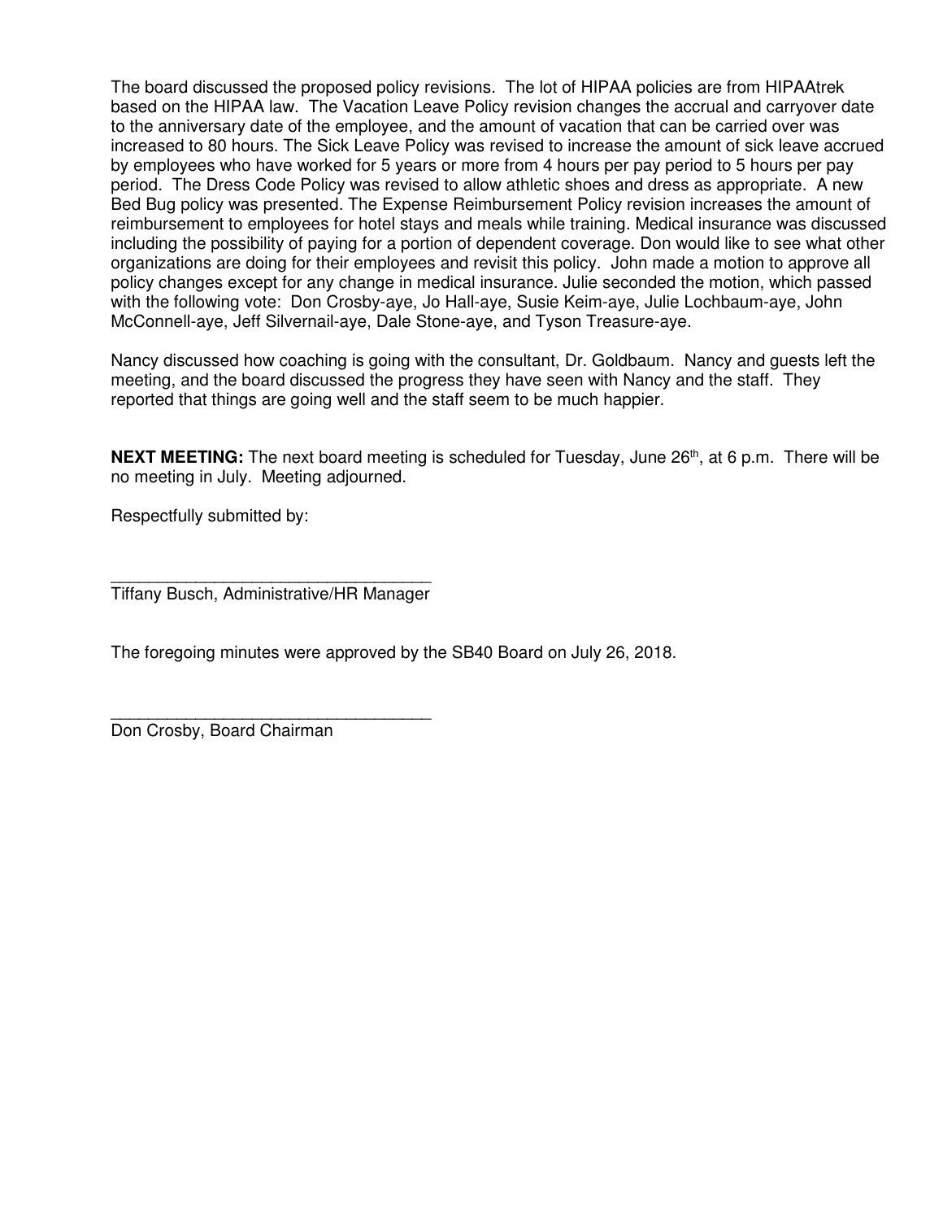The board discussed the proposed policy revisions. The lot of HIPAA policies are from HIPAAtrek based on the HIPAA law. The Vacation Leave Policy revision changes the accrual and carryover date to the anniversary date of the employee, and the amount of vacation that can be carried over was increased to 80 hours. The Sick Leave Policy was revised to increase the amount of sick leave accrued by employees who have worked for 5 years or more from 4 hours per pay period to 5 hours per pay period. The Dress Code Policy was revised to allow athletic shoes and dress as appropriate. A new Bed Bug policy was presented. The Expense Reimbursement Policy revision increases the amount of reimbursement to employees for hotel stays and meals while training. Medical insurance was discussed including the possibility of paying for a portion of dependent coverage. Don would like to see what other organizations are doing for their employees and revisit this policy. John made a motion to approve all policy changes except for any change in medical insurance. Julie seconded the motion, which passed with the following vote: Don Crosby-aye, Jo Hall-aye, Susie Keim-aye, Julie Lochbaum-aye, John McConnell-aye, Jeff Silvernail-aye, Dale Stone-aye, and Tyson Treasure-aye.

Nancy discussed how coaching is going with the consultant, Dr. Goldbaum. Nancy and guests left the meeting, and the board discussed the progress they have seen with Nancy and the staff. They reported that things are going well and the staff seem to be much happier.

**NEXT MEETING:** The next board meeting is scheduled for Tuesday, June 26th, at 6 p.m. There will be no meeting in July. Meeting adjourned.

Respectfully submitted by:

___________________________________
Tiffany Busch, Administrative/HR Manager

The foregoing minutes were approved by the SB40 Board on July 26, 2018.

___________________________________
Don Crosby, Board Chairman